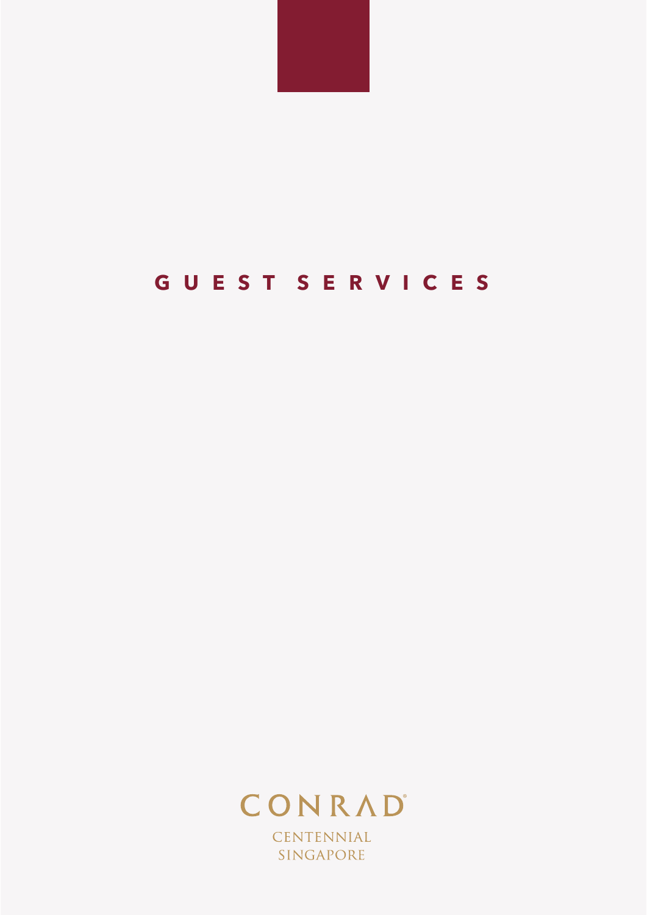# GUEST SERVICES

CONRAD

CENTENNIAL
SINGAPORE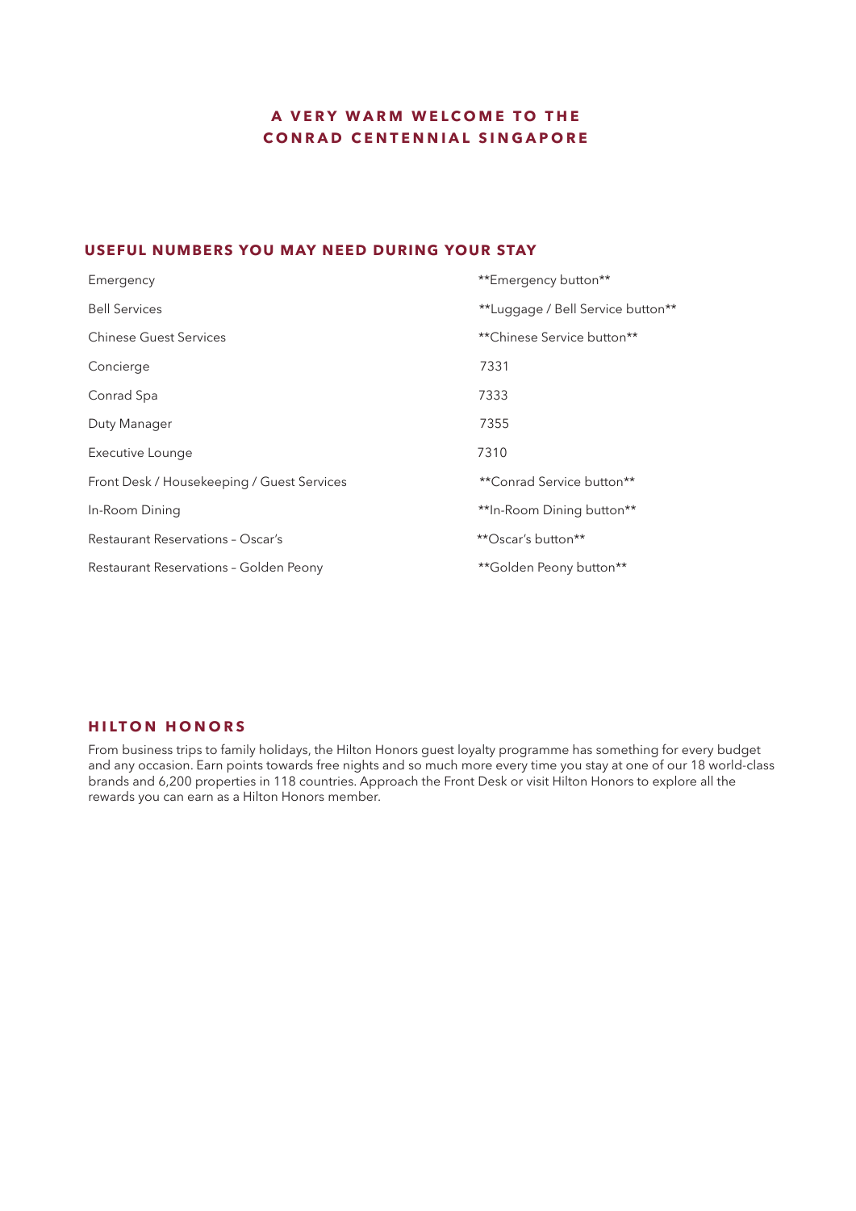# A VERY WARM WELCOME TO THE CONRAD CENTENNIAL SINGAPORE

## USEFUL NUMBERS YOU MAY NEED DURING YOUR STAY

| | |
|---|---|
| Emergency | **Emergency button** |
| Bell Services | **Luggage / Bell Service button** |
| Chinese Guest Services | **Chinese Service button** |
| Concierge | 7331 |
| Conrad Spa | 7333 |
| Duty Manager | 7355 |
| Executive Lounge | 7310 |
| Front Desk / Housekeeping / Guest Services | **Conrad Service button** |
| In-Room Dining | **In-Room Dining button** |
| Restaurant Reservations – Oscar's | **Oscar's button** |
| Restaurant Reservations – Golden Peony | **Golden Peony button** |

## HILTON HONORS

From business trips to family holidays, the Hilton Honors guest loyalty programme has something for every budget and any occasion. Earn points towards free nights and so much more every time you stay at one of our 18 world-class brands and 6,200 properties in 118 countries. Approach the Front Desk or visit Hilton Honors to explore all the rewards you can earn as a Hilton Honors member.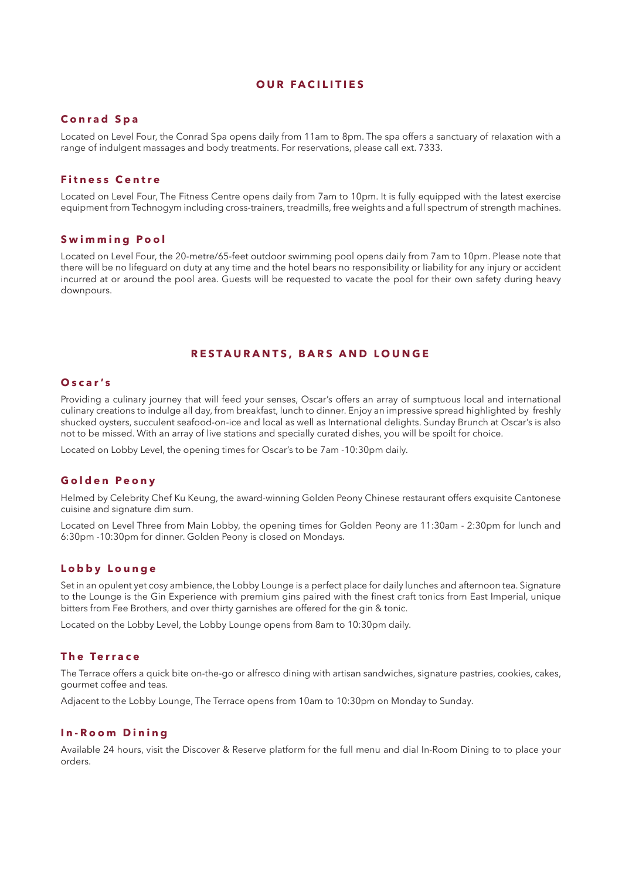## OUR FACILITIES

### Conrad Spa

Located on Level Four, the Conrad Spa opens daily from 11am to 8pm. The spa offers a sanctuary of relaxation with a range of indulgent massages and body treatments. For reservations, please call ext. 7333.

### Fitness Centre

Located on Level Four, The Fitness Centre opens daily from 7am to 10pm. It is fully equipped with the latest exercise equipment from Technogym including cross-trainers, treadmills, free weights and a full spectrum of strength machines.

### Swimming Pool

Located on Level Four, the 20-metre/65-feet outdoor swimming pool opens daily from 7am to 10pm. Please note that there will be no lifeguard on duty at any time and the hotel bears no responsibility or liability for any injury or accident incurred at or around the pool area. Guests will be requested to vacate the pool for their own safety during heavy downpours.

## RESTAURANTS, BARS AND LOUNGE

### Oscar's

Providing a culinary journey that will feed your senses, Oscar's offers an array of sumptuous local and international culinary creations to indulge all day, from breakfast, lunch to dinner. Enjoy an impressive spread highlighted by freshly shucked oysters, succulent seafood-on-ice and local as well as International delights. Sunday Brunch at Oscar's is also not to be missed. With an array of live stations and specially curated dishes, you will be spoilt for choice.

Located on Lobby Level, the opening times for Oscar's to be 7am -10:30pm daily.

### Golden Peony

Helmed by Celebrity Chef Ku Keung, the award-winning Golden Peony Chinese restaurant offers exquisite Cantonese cuisine and signature dim sum.

Located on Level Three from Main Lobby, the opening times for Golden Peony are 11:30am - 2:30pm for lunch and 6:30pm -10:30pm for dinner. Golden Peony is closed on Mondays.

### Lobby Lounge

Set in an opulent yet cosy ambience, the Lobby Lounge is a perfect place for daily lunches and afternoon tea. Signature to the Lounge is the Gin Experience with premium gins paired with the finest craft tonics from East Imperial, unique bitters from Fee Brothers, and over thirty garnishes are offered for the gin & tonic.

Located on the Lobby Level, the Lobby Lounge opens from 8am to 10:30pm daily.

### The Terrace

The Terrace offers a quick bite on-the-go or alfresco dining with artisan sandwiches, signature pastries, cookies, cakes, gourmet coffee and teas.

Adjacent to the Lobby Lounge, The Terrace opens from 10am to 10:30pm on Monday to Sunday.

### In-Room Dining

Available 24 hours, visit the Discover & Reserve platform for the full menu and dial In-Room Dining to to place your orders.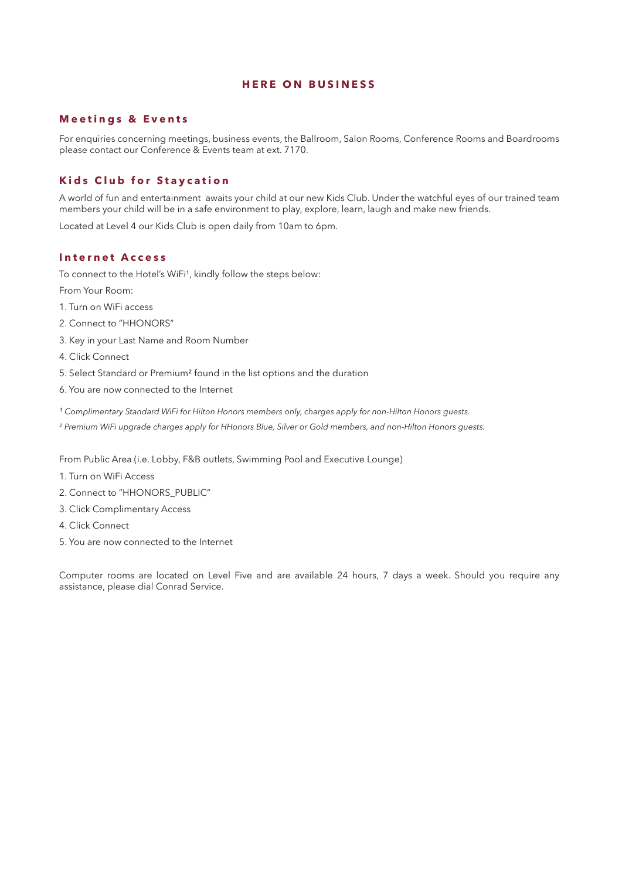# HERE ON BUSINESS

## Meetings & Events

For enquiries concerning meetings, business events, the Ballroom, Salon Rooms, Conference Rooms and Boardrooms please contact our Conference & Events team at ext. 7170.

## Kids Club for Staycation

A world of fun and entertainment awaits your child at our new Kids Club. Under the watchful eyes of our trained team members your child will be in a safe environment to play, explore, learn, laugh and make new friends.

Located at Level 4 our Kids Club is open daily from 10am to 6pm.

## Internet Access

To connect to the Hotel's WiFi[1], kindly follow the steps below:

From Your Room:

1. Turn on WiFi access
2. Connect to "HHONORS"
3. Key in your Last Name and Room Number
4. Click Connect
5. Select Standard or Premium[2] found in the list options and the duration
6. You are now connected to the Internet

*[1] Complimentary Standard WiFi for Hilton Honors members only, charges apply for non-Hilton Honors guests.*

*[2] Premium WiFi upgrade charges apply for HHonors Blue, Silver or Gold members, and non-Hilton Honors guests.*

From Public Area (i.e. Lobby, F&B outlets, Swimming Pool and Executive Lounge)

1. Turn on WiFi Access
2. Connect to "HHONORS_PUBLIC"
3. Click Complimentary Access
4. Click Connect
5. You are now connected to the Internet

Computer rooms are located on Level Five and are available 24 hours, 7 days a week. Should you require any assistance, please dial Conrad Service.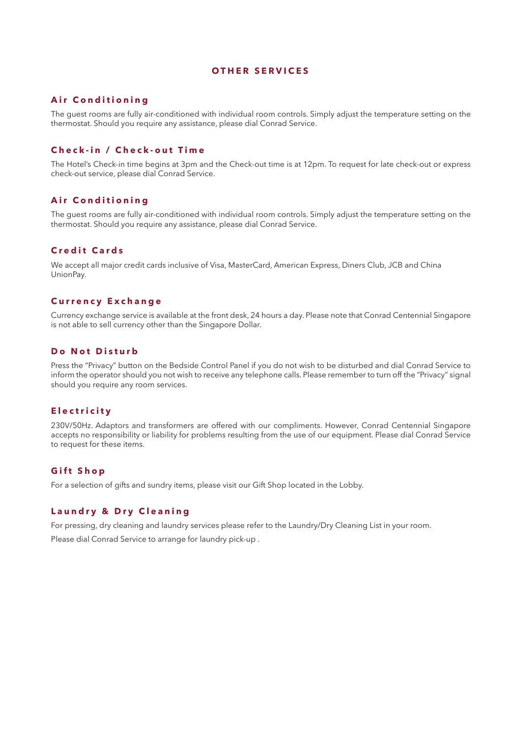# OTHER SERVICES

## Air Conditioning

The guest rooms are fully air-conditioned with individual room controls. Simply adjust the temperature setting on the thermostat. Should you require any assistance, please dial Conrad Service.

## Check-in / Check-out Time

The Hotel's Check-in time begins at 3pm and the Check-out time is at 12pm. To request for late check-out or express check-out service, please dial Conrad Service.

## Air Conditioning

The guest rooms are fully air-conditioned with individual room controls. Simply adjust the temperature setting on the thermostat. Should you require any assistance, please dial Conrad Service.

## Credit Cards

We accept all major credit cards inclusive of Visa, MasterCard, American Express, Diners Club, JCB and China UnionPay.

## Currency Exchange

Currency exchange service is available at the front desk, 24 hours a day. Please note that Conrad Centennial Singapore is not able to sell currency other than the Singapore Dollar.

## Do Not Disturb

Press the "Privacy" button on the Bedside Control Panel if you do not wish to be disturbed and dial Conrad Service to inform the operator should you not wish to receive any telephone calls. Please remember to turn off the "Privacy" signal should you require any room services.

## Electricity

230V/50Hz. Adaptors and transformers are offered with our compliments. However, Conrad Centennial Singapore accepts no responsibility or liability for problems resulting from the use of our equipment. Please dial Conrad Service to request for these items.

## Gift Shop

For a selection of gifts and sundry items, please visit our Gift Shop located in the Lobby.

## Laundry & Dry Cleaning

For pressing, dry cleaning and laundry services please refer to the Laundry/Dry Cleaning List in your room.

Please dial Conrad Service to arrange for laundry pick-up .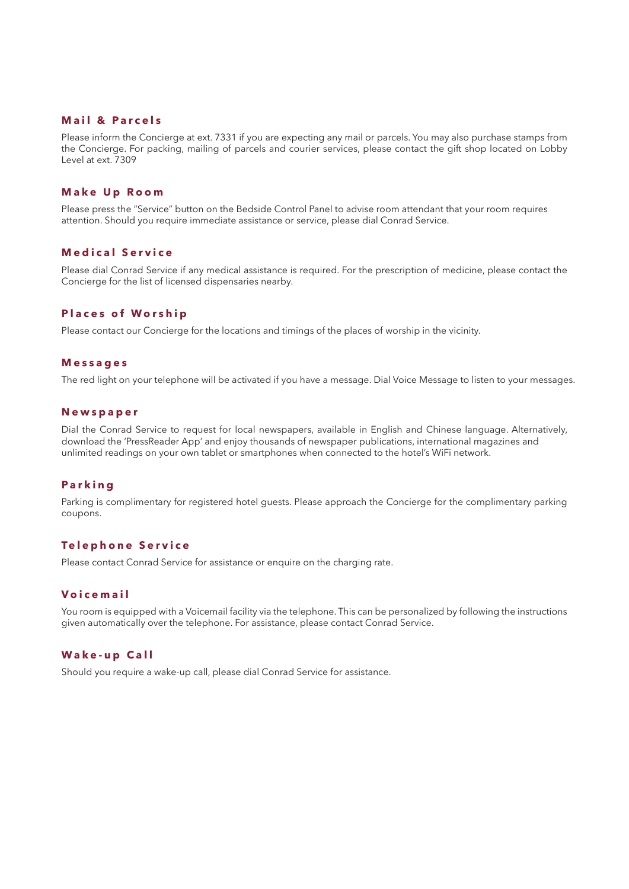### Mail & Parcels

Please inform the Concierge at ext. 7331 if you are expecting any mail or parcels. You may also purchase stamps from the Concierge. For packing, mailing of parcels and courier services, please contact the gift shop located on Lobby Level at ext. 7309

### Make Up Room

Please press the "Service" button on the Bedside Control Panel to advise room attendant that your room requires attention. Should you require immediate assistance or service, please dial Conrad Service.

### Medical Service

Please dial Conrad Service if any medical assistance is required. For the prescription of medicine, please contact the Concierge for the list of licensed dispensaries nearby.

### Places of Worship

Please contact our Concierge for the locations and timings of the places of worship in the vicinity.

### Messages

The red light on your telephone will be activated if you have a message. Dial Voice Message to listen to your messages.

### Newspaper

Dial the Conrad Service to request for local newspapers, available in English and Chinese language. Alternatively, download the 'PressReader App' and enjoy thousands of newspaper publications, international magazines and unlimited readings on your own tablet or smartphones when connected to the hotel's WiFi network.

### Parking

Parking is complimentary for registered hotel guests. Please approach the Concierge for the complimentary parking coupons.

### Telephone Service

Please contact Conrad Service for assistance or enquire on the charging rate.

### Voicemail

You room is equipped with a Voicemail facility via the telephone. This can be personalized by following the instructions given automatically over the telephone. For assistance, please contact Conrad Service.

### Wake-up Call

Should you require a wake-up call, please dial Conrad Service for assistance.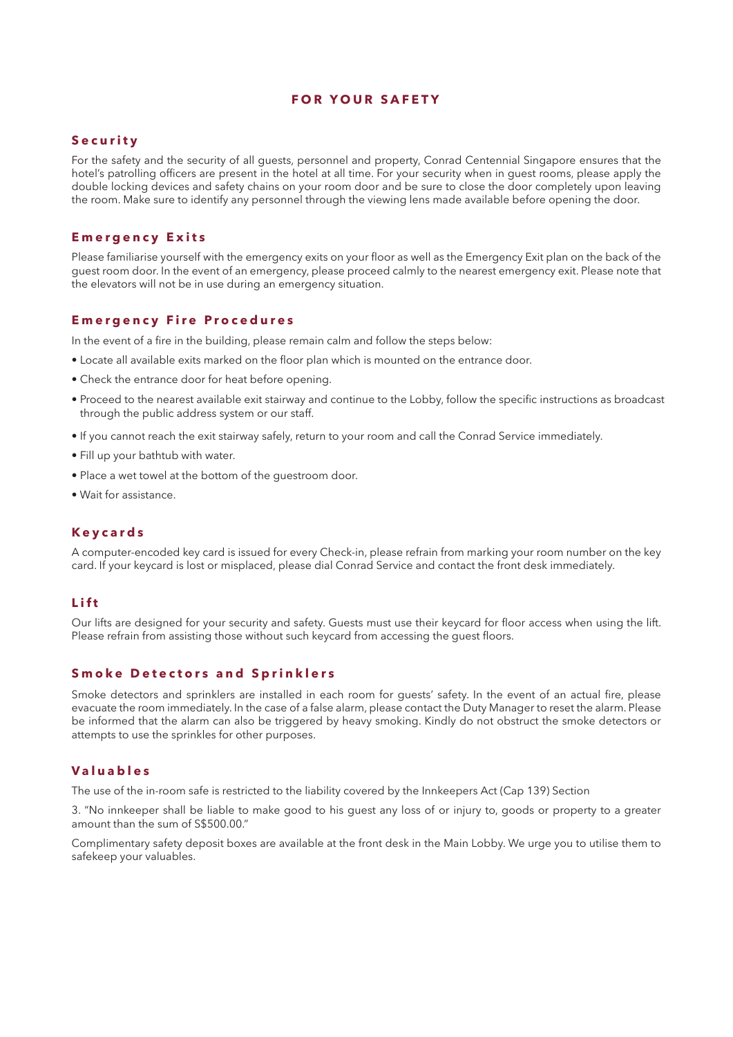# FOR YOUR SAFETY

## Security

For the safety and the security of all guests, personnel and property, Conrad Centennial Singapore ensures that the hotel's patrolling officers are present in the hotel at all time. For your security when in guest rooms, please apply the double locking devices and safety chains on your room door and be sure to close the door completely upon leaving the room. Make sure to identify any personnel through the viewing lens made available before opening the door.

## Emergency Exits

Please familiarise yourself with the emergency exits on your floor as well as the Emergency Exit plan on the back of the guest room door. In the event of an emergency, please proceed calmly to the nearest emergency exit. Please note that the elevators will not be in use during an emergency situation.

## Emergency Fire Procedures

In the event of a fire in the building, please remain calm and follow the steps below:

- Locate all available exits marked on the floor plan which is mounted on the entrance door.
- Check the entrance door for heat before opening.
- Proceed to the nearest available exit stairway and continue to the Lobby, follow the specific instructions as broadcast through the public address system or our staff.
- If you cannot reach the exit stairway safely, return to your room and call the Conrad Service immediately.
- Fill up your bathtub with water.
- Place a wet towel at the bottom of the guestroom door.
- Wait for assistance.

## Keycards

A computer-encoded key card is issued for every Check-in, please refrain from marking your room number on the key card. If your keycard is lost or misplaced, please dial Conrad Service and contact the front desk immediately.

## Lift

Our lifts are designed for your security and safety. Guests must use their keycard for floor access when using the lift. Please refrain from assisting those without such keycard from accessing the guest floors.

## Smoke Detectors and Sprinklers

Smoke detectors and sprinklers are installed in each room for guests' safety. In the event of an actual fire, please evacuate the room immediately. In the case of a false alarm, please contact the Duty Manager to reset the alarm. Please be informed that the alarm can also be triggered by heavy smoking. Kindly do not obstruct the smoke detectors or attempts to use the sprinkles for other purposes.

## Valuables

The use of the in-room safe is restricted to the liability covered by the Innkeepers Act (Cap 139) Section

3. "No innkeeper shall be liable to make good to his guest any loss of or injury to, goods or property to a greater amount than the sum of S$500.00."

Complimentary safety deposit boxes are available at the front desk in the Main Lobby. We urge you to utilise them to safekeep your valuables.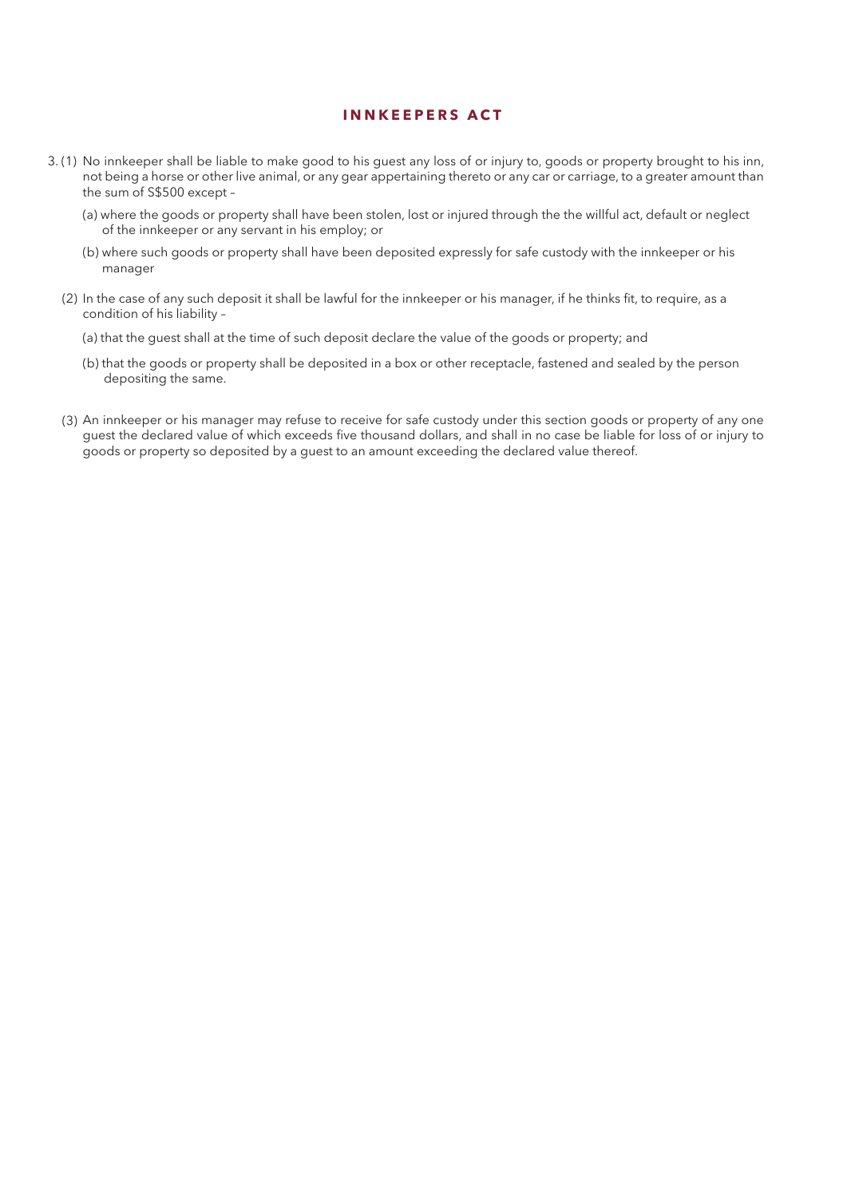# INNKEEPERS ACT

3. (1) No innkeeper shall be liable to make good to his guest any loss of or injury to, goods or property brought to his inn, not being a horse or other live animal, or any gear appertaining thereto or any car or carriage, to a greater amount than the sum of S$500 except –

   (a) where the goods or property shall have been stolen, lost or injured through the the willful act, default or neglect of the innkeeper or any servant in his employ; or

   (b) where such goods or property shall have been deposited expressly for safe custody with the innkeeper or his manager

   (2) In the case of any such deposit it shall be lawful for the innkeeper or his manager, if he thinks fit, to require, as a condition of his liability –

   (a) that the guest shall at the time of such deposit declare the value of the goods or property; and

   (b) that the goods or property shall be deposited in a box or other receptacle, fastened and sealed by the person depositing the same.

   (3) An innkeeper or his manager may refuse to receive for safe custody under this section goods or property of any one guest the declared value of which exceeds five thousand dollars, and shall in no case be liable for loss of or injury to goods or property so deposited by a guest to an amount exceeding the declared value thereof.